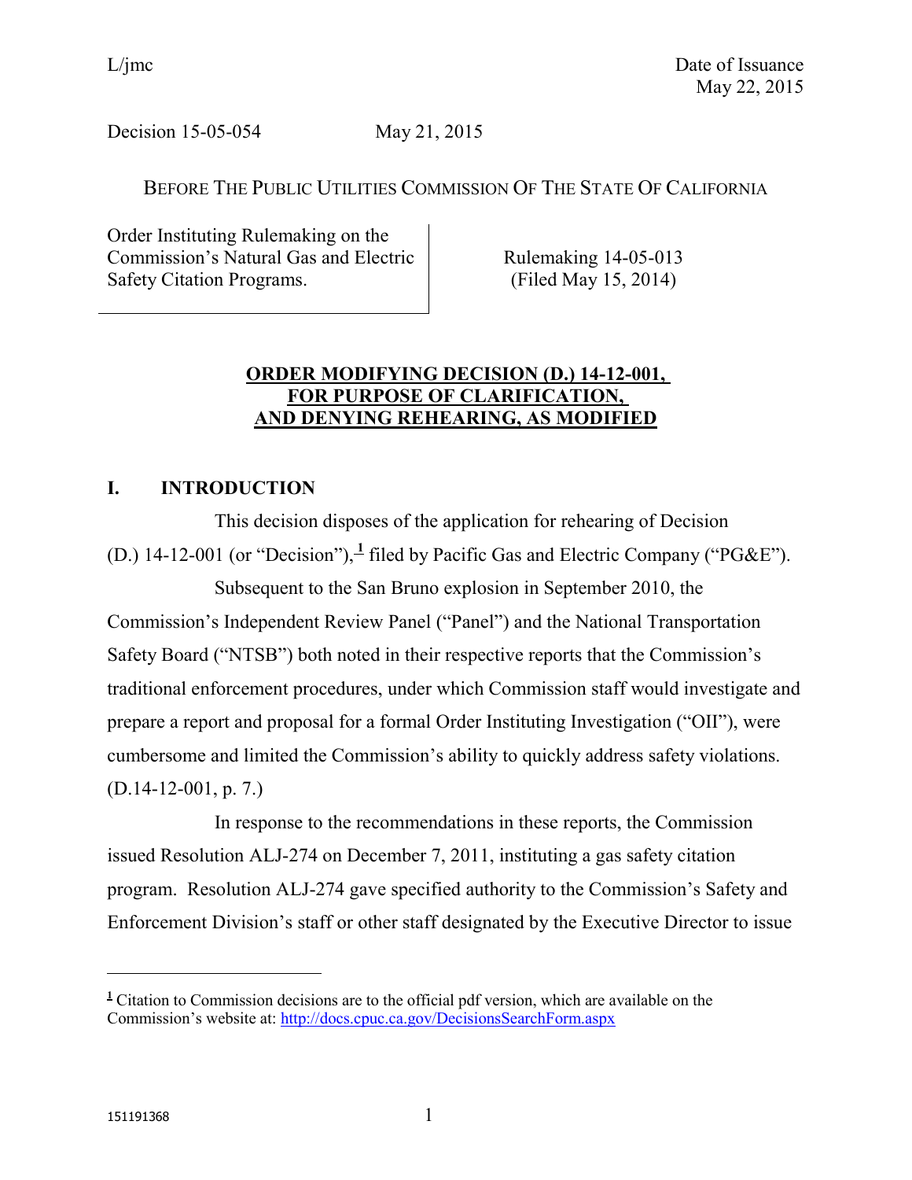L/jmc

Date of Issuance
May 22, 2015

Decision 15-05-054 May 21, 2015

BEFORE THE PUBLIC UTILITIES COMMISSION OF THE STATE OF CALIFORNIA

| Order Instituting Rulemaking on the Commission's Natural Gas and Electric Safety Citation Programs. | Rulemaking 14-05-013 (Filed May 15, 2014) |
|---|---|

**ORDER MODIFYING DECISION (D.) 14-12-001, FOR PURPOSE OF CLARIFICATION, AND DENYING REHEARING, AS MODIFIED**

## I. INTRODUCTION

This decision disposes of the application for rehearing of Decision (D.) 14-12-001 (or "Decision"),[1] filed by Pacific Gas and Electric Company ("PG&E").

Subsequent to the San Bruno explosion in September 2010, the Commission's Independent Review Panel ("Panel") and the National Transportation Safety Board ("NTSB") both noted in their respective reports that the Commission's traditional enforcement procedures, under which Commission staff would investigate and prepare a report and proposal for a formal Order Instituting Investigation ("OII"), were cumbersome and limited the Commission's ability to quickly address safety violations. (D.14-12-001, p. 7.)

In response to the recommendations in these reports, the Commission issued Resolution ALJ-274 on December 7, 2011, instituting a gas safety citation program. Resolution ALJ-274 gave specified authority to the Commission's Safety and Enforcement Division's staff or other staff designated by the Executive Director to issue

[1] Citation to Commission decisions are to the official pdf version, which are available on the Commission's website at: http://docs.cpuc.ca.gov/DecisionsSearchForm.aspx

151191368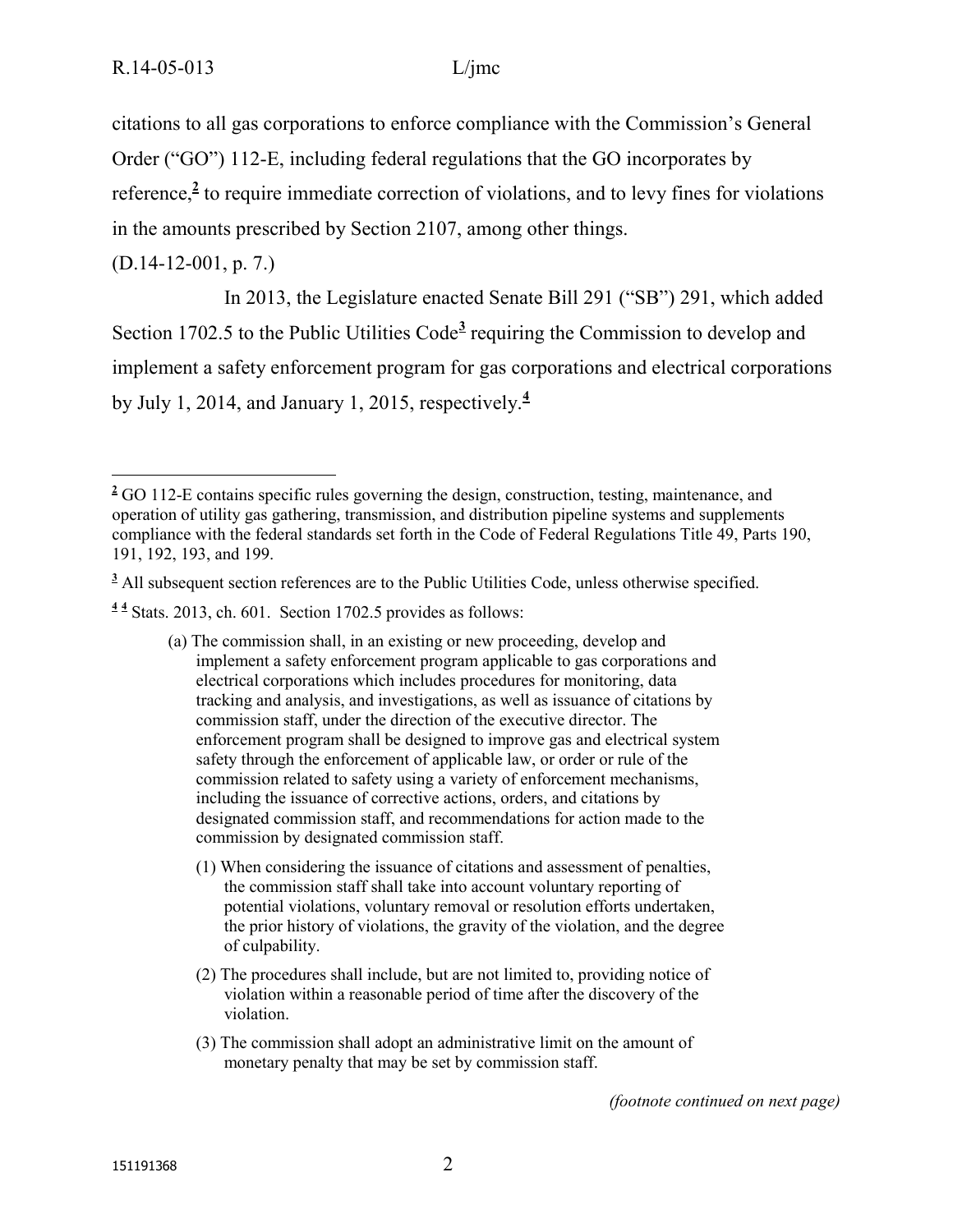citations to all gas corporations to enforce compliance with the Commission's General Order ("GO") 112-E, including federal regulations that the GO incorporates by reference,[2] to require immediate correction of violations, and to levy fines for violations in the amounts prescribed by Section 2107, among other things.

(D.14-12-001, p. 7.)

In 2013, the Legislature enacted Senate Bill 291 ("SB") 291, which added Section 1702.5 to the Public Utilities Code[3] requiring the Commission to develop and implement a safety enforcement program for gas corporations and electrical corporations by July 1, 2014, and January 1, 2015, respectively.[4]

---

[2] GO 112-E contains specific rules governing the design, construction, testing, maintenance, and operation of utility gas gathering, transmission, and distribution pipeline systems and supplements compliance with the federal standards set forth in the Code of Federal Regulations Title 49, Parts 190, 191, 192, 193, and 199.

[3] All subsequent section references are to the Public Utilities Code, unless otherwise specified.

[4] [4] Stats. 2013, ch. 601. Section 1702.5 provides as follows:

> (a) The commission shall, in an existing or new proceeding, develop and implement a safety enforcement program applicable to gas corporations and electrical corporations which includes procedures for monitoring, data tracking and analysis, and investigations, as well as issuance of citations by commission staff, under the direction of the executive director. The enforcement program shall be designed to improve gas and electrical system safety through the enforcement of applicable law, or order or rule of the commission related to safety using a variety of enforcement mechanisms, including the issuance of corrective actions, orders, and citations by designated commission staff, and recommendations for action made to the commission by designated commission staff.
>
> (1) When considering the issuance of citations and assessment of penalties, the commission staff shall take into account voluntary reporting of potential violations, voluntary removal or resolution efforts undertaken, the prior history of violations, the gravity of the violation, and the degree of culpability.
>
> (2) The procedures shall include, but are not limited to, providing notice of violation within a reasonable period of time after the discovery of the violation.
>
> (3) The commission shall adopt an administrative limit on the amount of monetary penalty that may be set by commission staff.

*(footnote continued on next page)*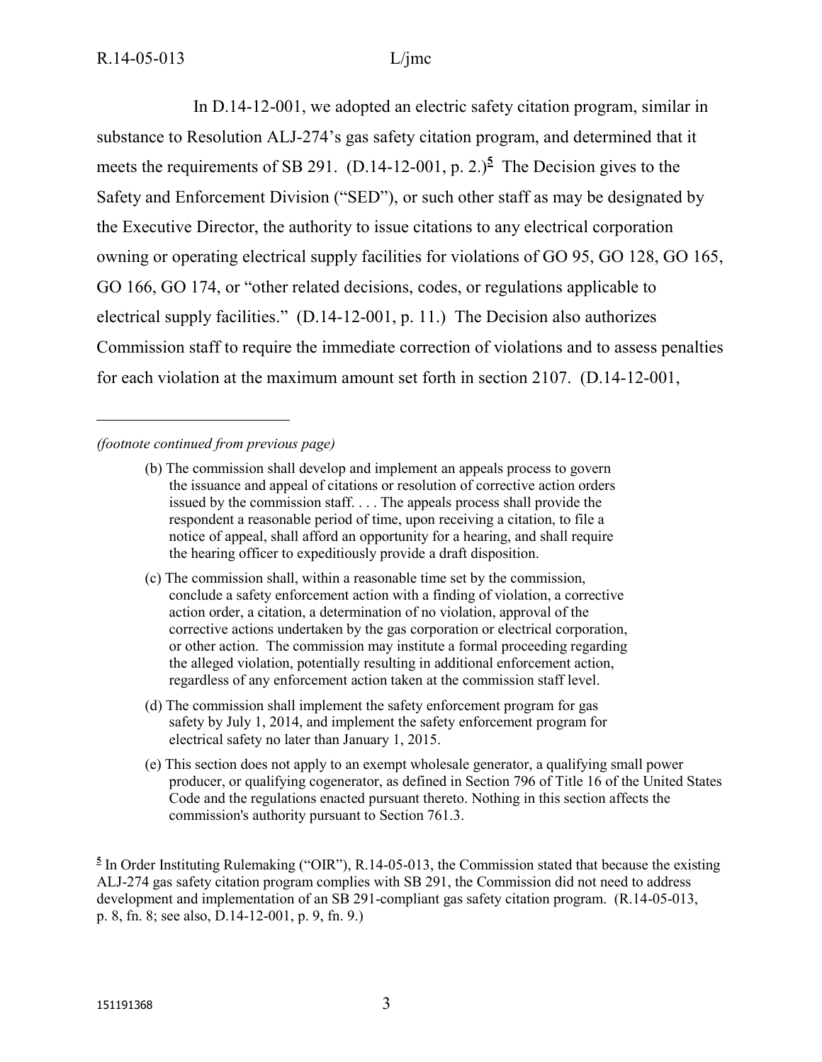In D.14-12-001, we adopted an electric safety citation program, similar in substance to Resolution ALJ-274's gas safety citation program, and determined that it meets the requirements of SB 291. (D.14-12-001, p. 2.)[5] The Decision gives to the Safety and Enforcement Division ("SED"), or such other staff as may be designated by the Executive Director, the authority to issue citations to any electrical corporation owning or operating electrical supply facilities for violations of GO 95, GO 128, GO 165, GO 166, GO 174, or "other related decisions, codes, or regulations applicable to electrical supply facilities." (D.14-12-001, p. 11.) The Decision also authorizes Commission staff to require the immediate correction of violations and to assess penalties for each violation at the maximum amount set forth in section 2107. (D.14-12-001,

---

*(footnote continued from previous page)*

> (b) The commission shall develop and implement an appeals process to govern the issuance and appeal of citations or resolution of corrective action orders issued by the commission staff. . . . The appeals process shall provide the respondent a reasonable period of time, upon receiving a citation, to file a notice of appeal, shall afford an opportunity for a hearing, and shall require the hearing officer to expeditiously provide a draft disposition.
>
> (c) The commission shall, within a reasonable time set by the commission, conclude a safety enforcement action with a finding of violation, a corrective action order, a citation, a determination of no violation, approval of the corrective actions undertaken by the gas corporation or electrical corporation, or other action. The commission may institute a formal proceeding regarding the alleged violation, potentially resulting in additional enforcement action, regardless of any enforcement action taken at the commission staff level.
>
> (d) The commission shall implement the safety enforcement program for gas safety by July 1, 2014, and implement the safety enforcement program for electrical safety no later than January 1, 2015.
>
> (e) This section does not apply to an exempt wholesale generator, a qualifying small power producer, or qualifying cogenerator, as defined in Section 796 of Title 16 of the United States Code and the regulations enacted pursuant thereto. Nothing in this section affects the commission's authority pursuant to Section 761.3.

[5] In Order Instituting Rulemaking ("OIR"), R.14-05-013, the Commission stated that because the existing ALJ-274 gas safety citation program complies with SB 291, the Commission did not need to address development and implementation of an SB 291-compliant gas safety citation program. (R.14-05-013, p. 8, fn. 8; see also, D.14-12-001, p. 9, fn. 9.)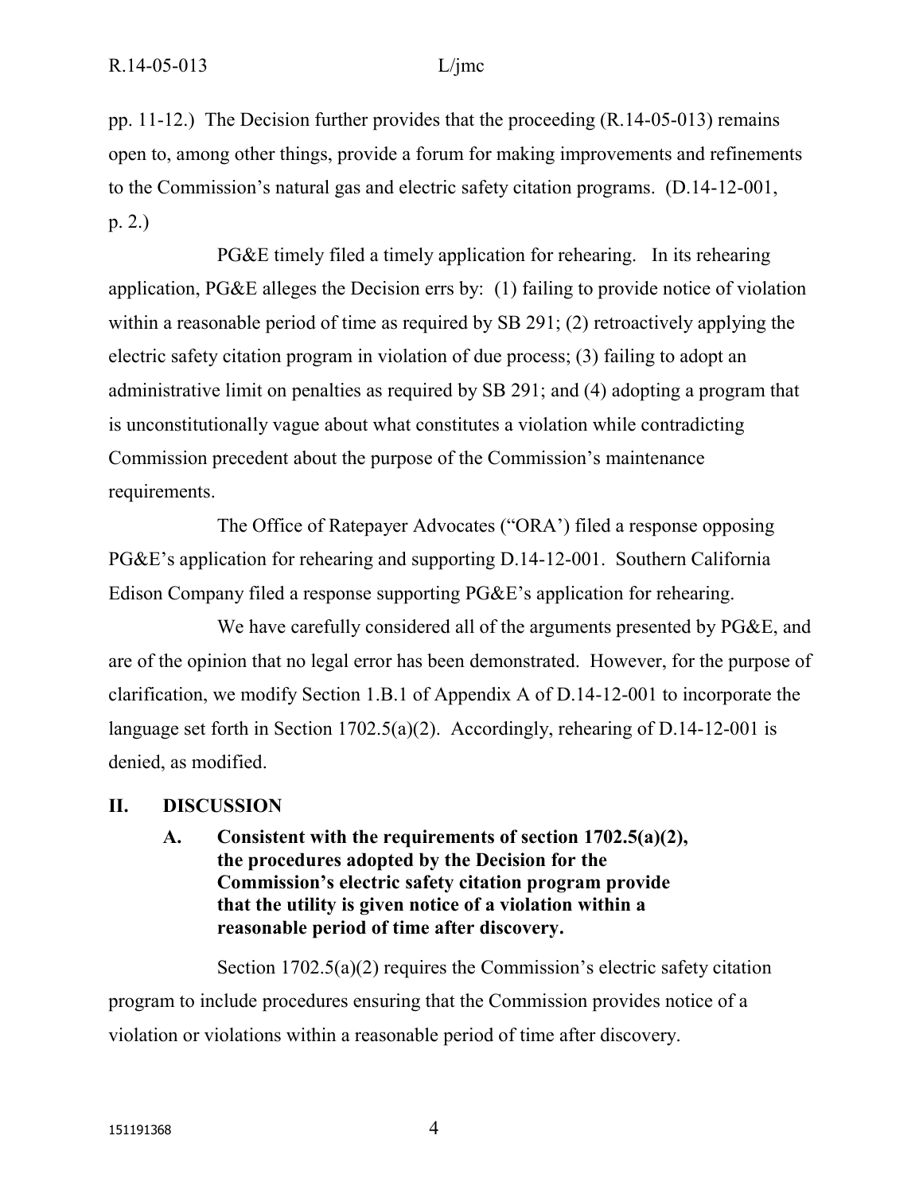pp. 11-12.) The Decision further provides that the proceeding (R.14-05-013) remains open to, among other things, provide a forum for making improvements and refinements to the Commission's natural gas and electric safety citation programs. (D.14-12-001, p. 2.)

PG&E timely filed a timely application for rehearing. In its rehearing application, PG&E alleges the Decision errs by: (1) failing to provide notice of violation within a reasonable period of time as required by SB 291; (2) retroactively applying the electric safety citation program in violation of due process; (3) failing to adopt an administrative limit on penalties as required by SB 291; and (4) adopting a program that is unconstitutionally vague about what constitutes a violation while contradicting Commission precedent about the purpose of the Commission's maintenance requirements.

The Office of Ratepayer Advocates ("ORA') filed a response opposing PG&E's application for rehearing and supporting D.14-12-001. Southern California Edison Company filed a response supporting PG&E's application for rehearing.

We have carefully considered all of the arguments presented by PG&E, and are of the opinion that no legal error has been demonstrated. However, for the purpose of clarification, we modify Section 1.B.1 of Appendix A of D.14-12-001 to incorporate the language set forth in Section 1702.5(a)(2). Accordingly, rehearing of D.14-12-001 is denied, as modified.

## II. DISCUSSION

### A. Consistent with the requirements of section 1702.5(a)(2), the procedures adopted by the Decision for the Commission's electric safety citation program provide that the utility is given notice of a violation within a reasonable period of time after discovery.

Section 1702.5(a)(2) requires the Commission's electric safety citation program to include procedures ensuring that the Commission provides notice of a violation or violations within a reasonable period of time after discovery.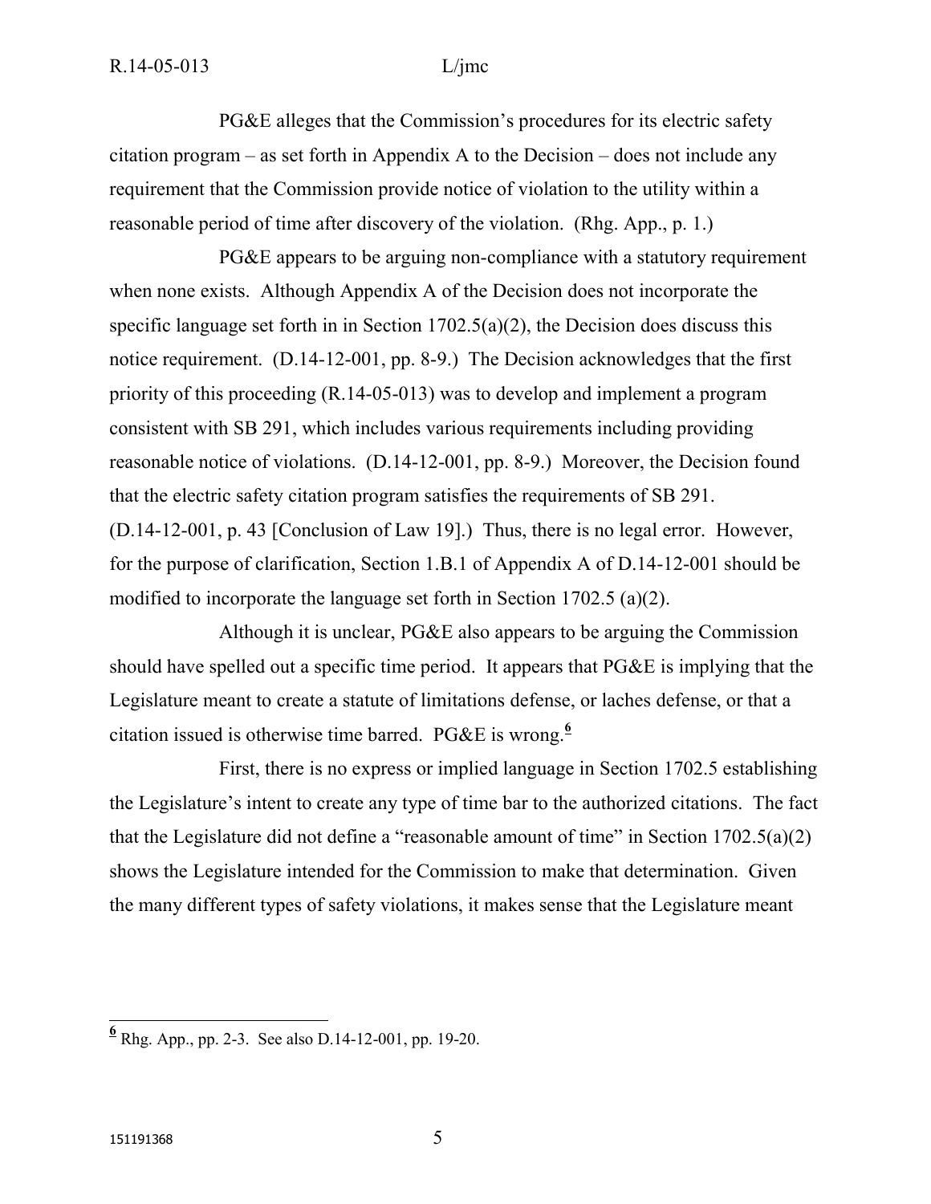PG&E alleges that the Commission's procedures for its electric safety citation program – as set forth in Appendix A to the Decision – does not include any requirement that the Commission provide notice of violation to the utility within a reasonable period of time after discovery of the violation. (Rhg. App., p. 1.)

PG&E appears to be arguing non-compliance with a statutory requirement when none exists. Although Appendix A of the Decision does not incorporate the specific language set forth in in Section 1702.5(a)(2), the Decision does discuss this notice requirement. (D.14-12-001, pp. 8-9.) The Decision acknowledges that the first priority of this proceeding (R.14-05-013) was to develop and implement a program consistent with SB 291, which includes various requirements including providing reasonable notice of violations. (D.14-12-001, pp. 8-9.) Moreover, the Decision found that the electric safety citation program satisfies the requirements of SB 291. (D.14-12-001, p. 43 [Conclusion of Law 19].) Thus, there is no legal error. However, for the purpose of clarification, Section 1.B.1 of Appendix A of D.14-12-001 should be modified to incorporate the language set forth in Section 1702.5 (a)(2).

Although it is unclear, PG&E also appears to be arguing the Commission should have spelled out a specific time period. It appears that PG&E is implying that the Legislature meant to create a statute of limitations defense, or laches defense, or that a citation issued is otherwise time barred. PG&E is wrong.[6]

First, there is no express or implied language in Section 1702.5 establishing the Legislature's intent to create any type of time bar to the authorized citations. The fact that the Legislature did not define a "reasonable amount of time" in Section 1702.5(a)(2) shows the Legislature intended for the Commission to make that determination. Given the many different types of safety violations, it makes sense that the Legislature meant

---

[6] Rhg. App., pp. 2-3. See also D.14-12-001, pp. 19-20.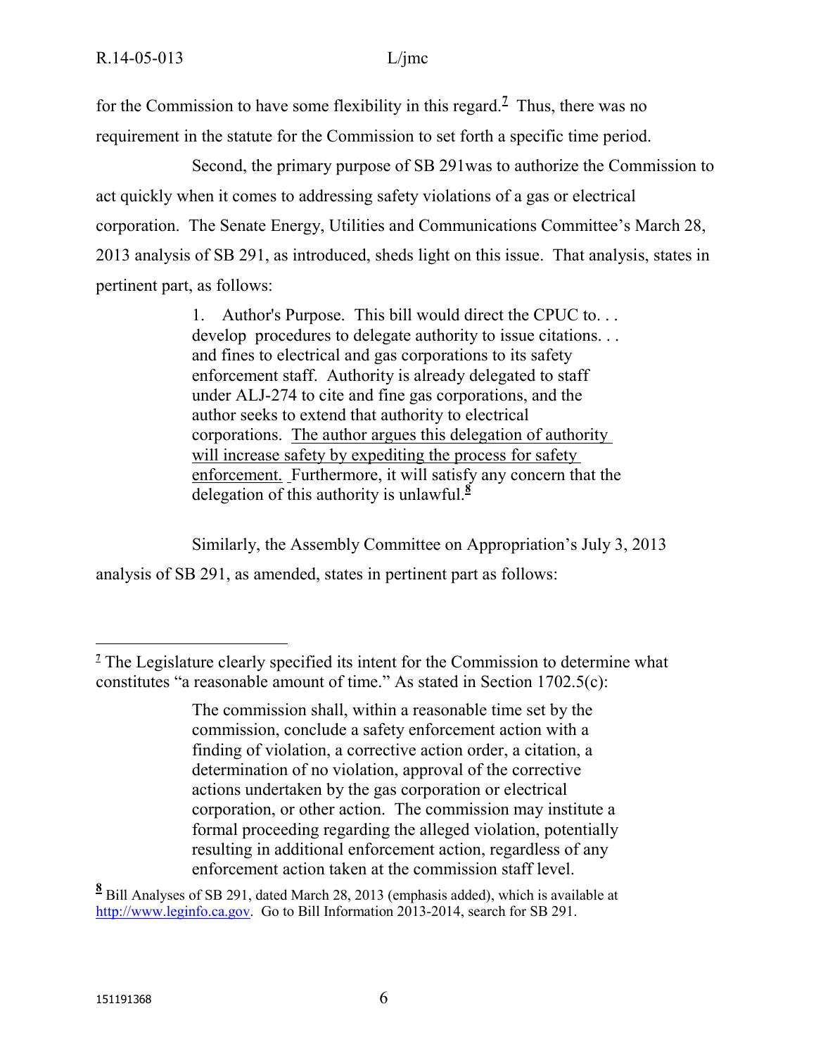for the Commission to have some flexibility in this regard.[7] Thus, there was no requirement in the statute for the Commission to set forth a specific time period.

Second, the primary purpose of SB 291was to authorize the Commission to act quickly when it comes to addressing safety violations of a gas or electrical corporation. The Senate Energy, Utilities and Communications Committee's March 28, 2013 analysis of SB 291, as introduced, sheds light on this issue. That analysis, states in pertinent part, as follows:

> 1. Author's Purpose. This bill would direct the CPUC to. . . develop procedures to delegate authority to issue citations. . . and fines to electrical and gas corporations to its safety enforcement staff. Authority is already delegated to staff under ALJ-274 to cite and fine gas corporations, and the author seeks to extend that authority to electrical corporations. <u>The author argues this delegation of authority will increase safety by expediting the process for safety enforcement.</u> Furthermore, it will satisfy any concern that the delegation of this authority is unlawful.[8]

Similarly, the Assembly Committee on Appropriation's July 3, 2013 analysis of SB 291, as amended, states in pertinent part as follows:

---

[7] The Legislature clearly specified its intent for the Commission to determine what constitutes "a reasonable amount of time." As stated in Section 1702.5(c):

> The commission shall, within a reasonable time set by the commission, conclude a safety enforcement action with a finding of violation, a corrective action order, a citation, a determination of no violation, approval of the corrective actions undertaken by the gas corporation or electrical corporation, or other action. The commission may institute a formal proceeding regarding the alleged violation, potentially resulting in additional enforcement action, regardless of any enforcement action taken at the commission staff level.

[8] Bill Analyses of SB 291, dated March 28, 2013 (emphasis added), which is available at http://www.leginfo.ca.gov. Go to Bill Information 2013-2014, search for SB 291.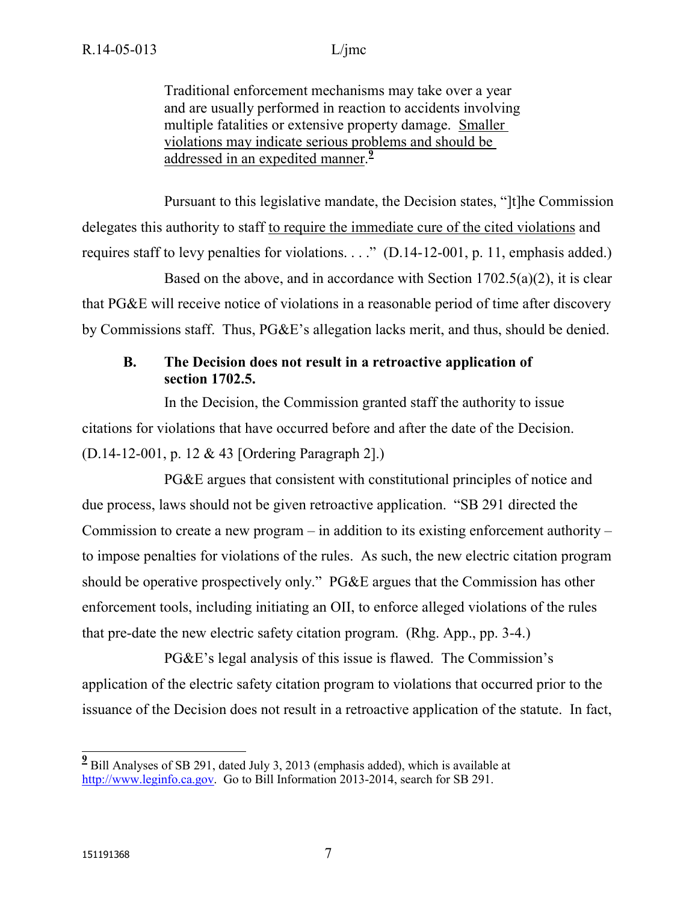> Traditional enforcement mechanisms may take over a year and are usually performed in reaction to accidents involving multiple fatalities or extensive property damage. <u>Smaller violations may indicate serious problems and should be addressed in an expedited manner</u>.[9]

Pursuant to this legislative mandate, the Decision states, "]t]he Commission delegates this authority to staff <u>to require the immediate cure of the cited violations</u> and requires staff to levy penalties for violations. . . ." (D.14-12-001, p. 11, emphasis added.)

Based on the above, and in accordance with Section 1702.5(a)(2), it is clear that PG&E will receive notice of violations in a reasonable period of time after discovery by Commissions staff. Thus, PG&E's allegation lacks merit, and thus, should be denied.

### B. The Decision does not result in a retroactive application of section 1702.5.

In the Decision, the Commission granted staff the authority to issue citations for violations that have occurred before and after the date of the Decision. (D.14-12-001, p. 12 & 43 [Ordering Paragraph 2].)

PG&E argues that consistent with constitutional principles of notice and due process, laws should not be given retroactive application. "SB 291 directed the Commission to create a new program – in addition to its existing enforcement authority – to impose penalties for violations of the rules. As such, the new electric citation program should be operative prospectively only." PG&E argues that the Commission has other enforcement tools, including initiating an OII, to enforce alleged violations of the rules that pre-date the new electric safety citation program. (Rhg. App., pp. 3-4.)

PG&E's legal analysis of this issue is flawed. The Commission's application of the electric safety citation program to violations that occurred prior to the issuance of the Decision does not result in a retroactive application of the statute. In fact,

---

[9] Bill Analyses of SB 291, dated July 3, 2013 (emphasis added), which is available at http://www.leginfo.ca.gov. Go to Bill Information 2013-2014, search for SB 291.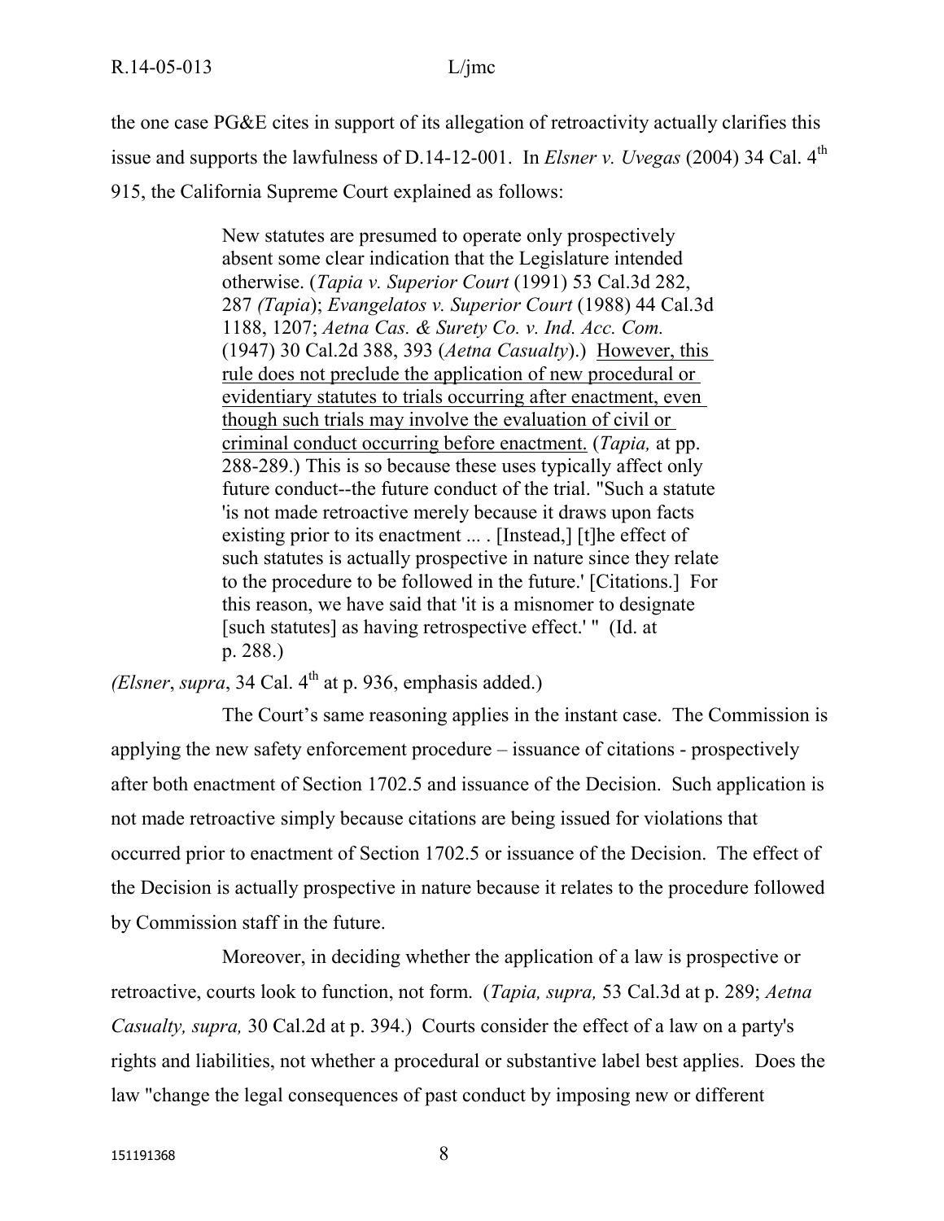the one case PG&E cites in support of its allegation of retroactivity actually clarifies this issue and supports the lawfulness of D.14-12-001. In *Elsner v. Uvegas* (2004) 34 Cal. 4th 915, the California Supreme Court explained as follows:

> New statutes are presumed to operate only prospectively absent some clear indication that the Legislature intended otherwise. (*Tapia v. Superior Court* (1991) 53 Cal.3d 282, 287 *(Tapia*); *Evangelatos v. Superior Court* (1988) 44 Cal.3d 1188, 1207; *Aetna Cas. & Surety Co. v. Ind. Acc. Com.* (1947) 30 Cal.2d 388, 393 (*Aetna Casualty*).) <u>However, this rule does not preclude the application of new procedural or evidentiary statutes to trials occurring after enactment, even though such trials may involve the evaluation of civil or criminal conduct occurring before enactment.</u> (*Tapia,* at pp. 288-289.) This is so because these uses typically affect only future conduct--the future conduct of the trial. "Such a statute 'is not made retroactive merely because it draws upon facts existing prior to its enactment ... . [Instead,] [t]he effect of such statutes is actually prospective in nature since they relate to the procedure to be followed in the future.' [Citations.] For this reason, we have said that 'it is a misnomer to designate [such statutes] as having retrospective effect.' " (Id. at p. 288.)

*(Elsner*, *supra*, 34 Cal. 4th at p. 936, emphasis added.)

The Court's same reasoning applies in the instant case. The Commission is applying the new safety enforcement procedure – issuance of citations - prospectively after both enactment of Section 1702.5 and issuance of the Decision. Such application is not made retroactive simply because citations are being issued for violations that occurred prior to enactment of Section 1702.5 or issuance of the Decision. The effect of the Decision is actually prospective in nature because it relates to the procedure followed by Commission staff in the future.

Moreover, in deciding whether the application of a law is prospective or retroactive, courts look to function, not form. (*Tapia, supra,* 53 Cal.3d at p. 289; *Aetna Casualty, supra,* 30 Cal.2d at p. 394.) Courts consider the effect of a law on a party's rights and liabilities, not whether a procedural or substantive label best applies. Does the law "change the legal consequences of past conduct by imposing new or different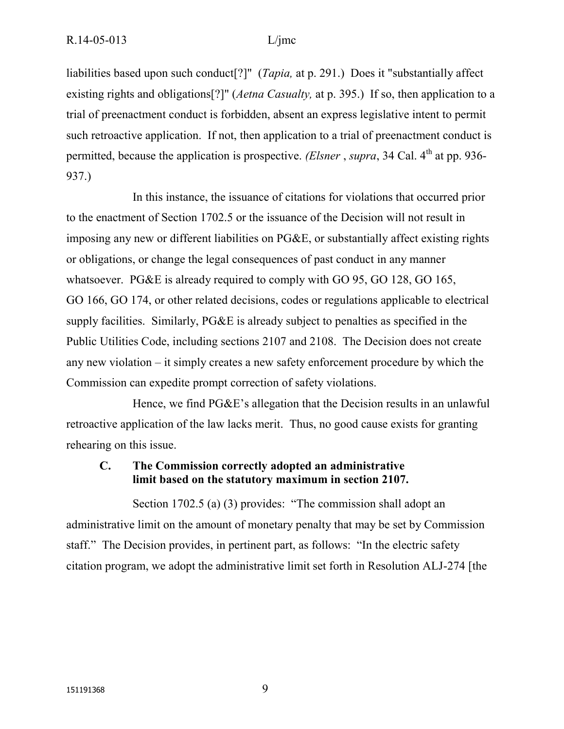liabilities based upon such conduct[?]" (*Tapia,* at p. 291.) Does it "substantially affect existing rights and obligations[?]" (*Aetna Casualty,* at p. 395.) If so, then application to a trial of preenactment conduct is forbidden, absent an express legislative intent to permit such retroactive application. If not, then application to a trial of preenactment conduct is permitted, because the application is prospective. *(Elsner* , *supra*, 34 Cal. 4th at pp. 936-937.)

In this instance, the issuance of citations for violations that occurred prior to the enactment of Section 1702.5 or the issuance of the Decision will not result in imposing any new or different liabilities on PG&E, or substantially affect existing rights or obligations, or change the legal consequences of past conduct in any manner whatsoever. PG&E is already required to comply with GO 95, GO 128, GO 165, GO 166, GO 174, or other related decisions, codes or regulations applicable to electrical supply facilities. Similarly, PG&E is already subject to penalties as specified in the Public Utilities Code, including sections 2107 and 2108. The Decision does not create any new violation – it simply creates a new safety enforcement procedure by which the Commission can expedite prompt correction of safety violations.

Hence, we find PG&E's allegation that the Decision results in an unlawful retroactive application of the law lacks merit. Thus, no good cause exists for granting rehearing on this issue.

### C. The Commission correctly adopted an administrative limit based on the statutory maximum in section 2107.

Section 1702.5 (a) (3) provides: "The commission shall adopt an administrative limit on the amount of monetary penalty that may be set by Commission staff." The Decision provides, in pertinent part, as follows: "In the electric safety citation program, we adopt the administrative limit set forth in Resolution ALJ-274 [the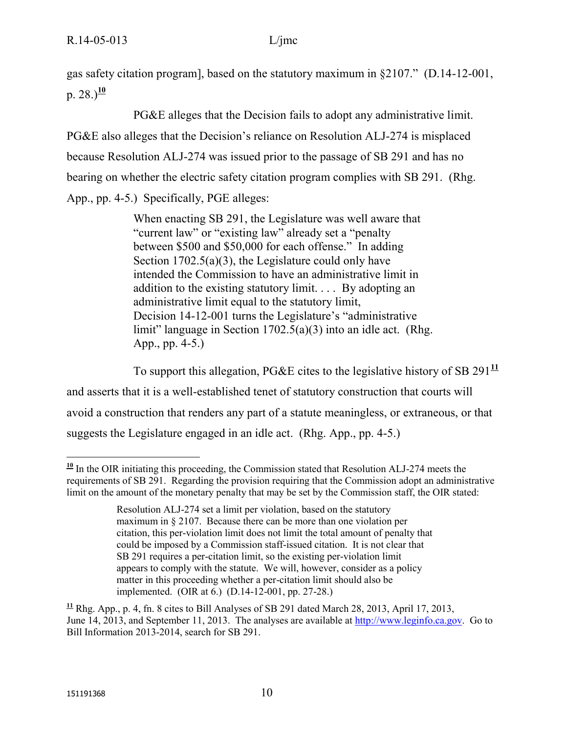gas safety citation program], based on the statutory maximum in §2107." (D.14-12-001, p. 28.)[10]

PG&E alleges that the Decision fails to adopt any administrative limit. PG&E also alleges that the Decision's reliance on Resolution ALJ-274 is misplaced because Resolution ALJ-274 was issued prior to the passage of SB 291 and has no bearing on whether the electric safety citation program complies with SB 291. (Rhg. App., pp. 4-5.) Specifically, PGE alleges:

> When enacting SB 291, the Legislature was well aware that "current law" or "existing law" already set a "penalty between $500 and $50,000 for each offense." In adding Section 1702.5(a)(3), the Legislature could only have intended the Commission to have an administrative limit in addition to the existing statutory limit. . . . By adopting an administrative limit equal to the statutory limit, Decision 14-12-001 turns the Legislature's "administrative limit" language in Section 1702.5(a)(3) into an idle act. (Rhg. App., pp. 4-5.)

To support this allegation, PG&E cites to the legislative history of SB 291[11] and asserts that it is a well-established tenet of statutory construction that courts will avoid a construction that renders any part of a statute meaningless, or extraneous, or that suggests the Legislature engaged in an idle act. (Rhg. App., pp. 4-5.)

---

[10] In the OIR initiating this proceeding, the Commission stated that Resolution ALJ-274 meets the requirements of SB 291. Regarding the provision requiring that the Commission adopt an administrative limit on the amount of the monetary penalty that may be set by the Commission staff, the OIR stated:

> Resolution ALJ-274 set a limit per violation, based on the statutory maximum in § 2107. Because there can be more than one violation per citation, this per-violation limit does not limit the total amount of penalty that could be imposed by a Commission staff-issued citation. It is not clear that SB 291 requires a per-citation limit, so the existing per-violation limit appears to comply with the statute. We will, however, consider as a policy matter in this proceeding whether a per-citation limit should also be implemented. (OIR at 6.) (D.14-12-001, pp. 27-28.)

[11] Rhg. App., p. 4, fn. 8 cites to Bill Analyses of SB 291 dated March 28, 2013, April 17, 2013, June 14, 2013, and September 11, 2013. The analyses are available at http://www.leginfo.ca.gov. Go to Bill Information 2013-2014, search for SB 291.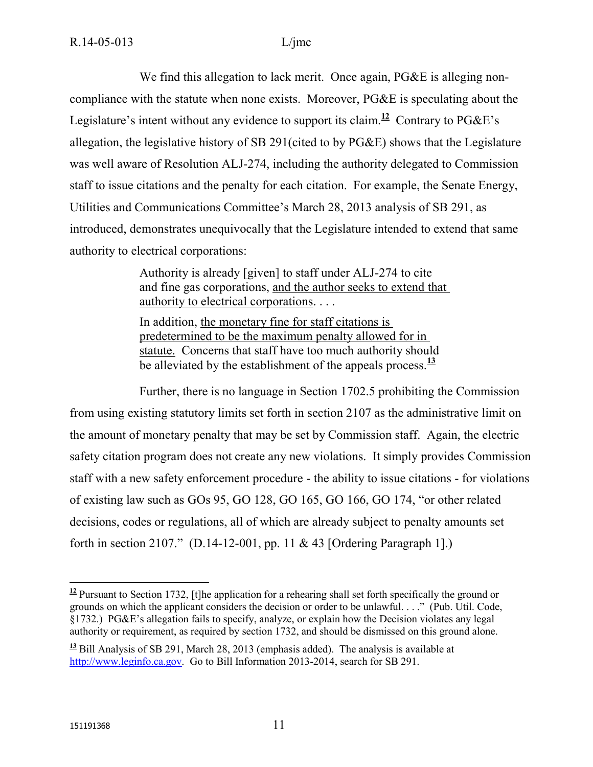We find this allegation to lack merit. Once again, PG&E is alleging non-compliance with the statute when none exists. Moreover, PG&E is speculating about the Legislature's intent without any evidence to support its claim.[12] Contrary to PG&E's allegation, the legislative history of SB 291(cited to by PG&E) shows that the Legislature was well aware of Resolution ALJ-274, including the authority delegated to Commission staff to issue citations and the penalty for each citation. For example, the Senate Energy, Utilities and Communications Committee's March 28, 2013 analysis of SB 291, as introduced, demonstrates unequivocally that the Legislature intended to extend that same authority to electrical corporations:

> Authority is already [given] to staff under ALJ-274 to cite and fine gas corporations, <u>and the author seeks to extend that authority to electrical corporations</u>. . . .
>
> In addition, <u>the monetary fine for staff citations is predetermined to be the maximum penalty allowed for in statute.</u> Concerns that staff have too much authority should be alleviated by the establishment of the appeals process.[13]

Further, there is no language in Section 1702.5 prohibiting the Commission from using existing statutory limits set forth in section 2107 as the administrative limit on the amount of monetary penalty that may be set by Commission staff. Again, the electric safety citation program does not create any new violations. It simply provides Commission staff with a new safety enforcement procedure - the ability to issue citations - for violations of existing law such as GOs 95, GO 128, GO 165, GO 166, GO 174, "or other related decisions, codes or regulations, all of which are already subject to penalty amounts set forth in section 2107." (D.14-12-001, pp. 11 & 43 [Ordering Paragraph 1].)

---

[12] Pursuant to Section 1732, [t]he application for a rehearing shall set forth specifically the ground or grounds on which the applicant considers the decision or order to be unlawful. . . ." (Pub. Util. Code, §1732.) PG&E's allegation fails to specify, analyze, or explain how the Decision violates any legal authority or requirement, as required by section 1732, and should be dismissed on this ground alone.

[13] Bill Analysis of SB 291, March 28, 2013 (emphasis added). The analysis is available at http://www.leginfo.ca.gov. Go to Bill Information 2013-2014, search for SB 291.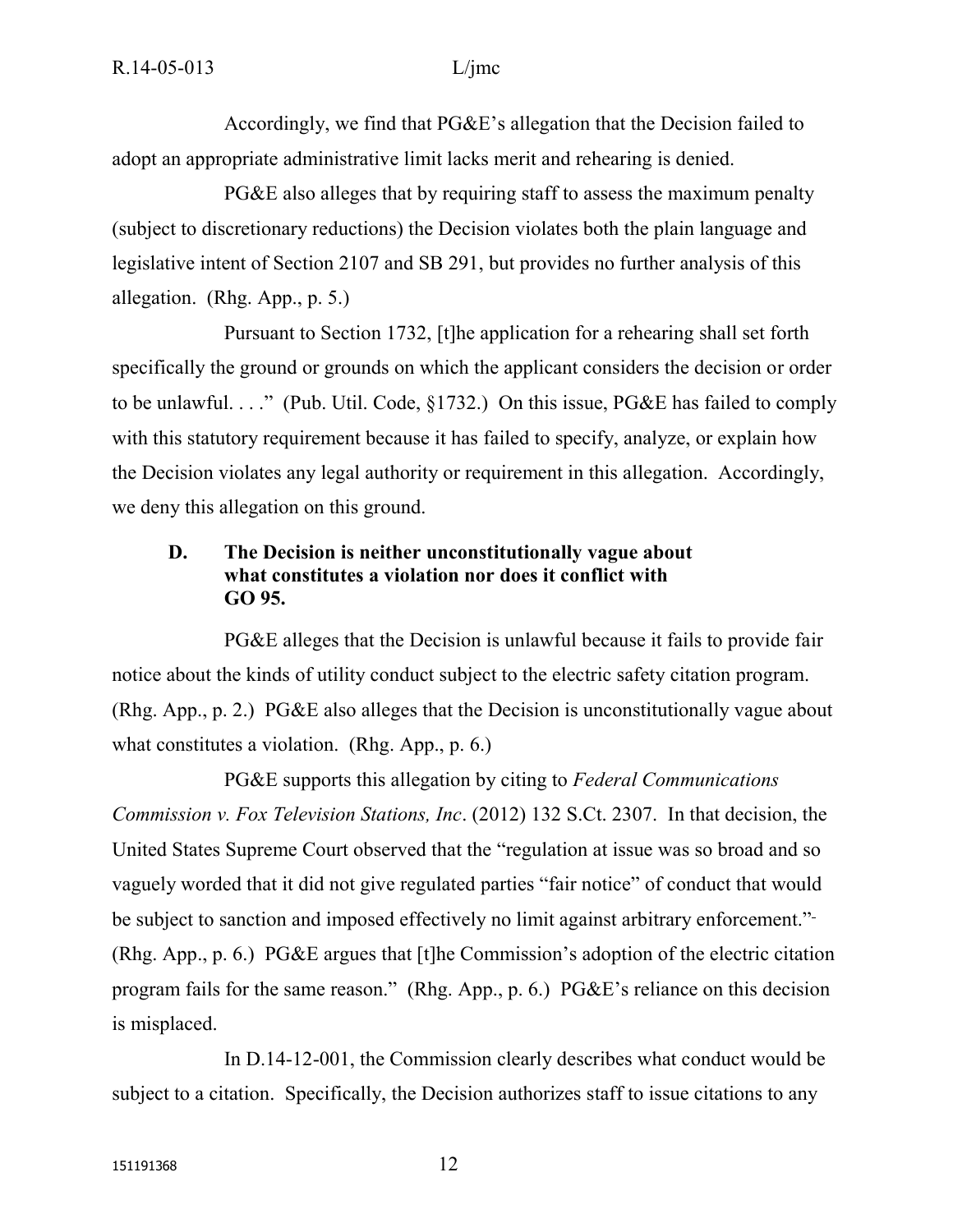Accordingly, we find that PG&E's allegation that the Decision failed to adopt an appropriate administrative limit lacks merit and rehearing is denied.

PG&E also alleges that by requiring staff to assess the maximum penalty (subject to discretionary reductions) the Decision violates both the plain language and legislative intent of Section 2107 and SB 291, but provides no further analysis of this allegation. (Rhg. App., p. 5.)

Pursuant to Section 1732, [t]he application for a rehearing shall set forth specifically the ground or grounds on which the applicant considers the decision or order to be unlawful. . . ." (Pub. Util. Code, §1732.) On this issue, PG&E has failed to comply with this statutory requirement because it has failed to specify, analyze, or explain how the Decision violates any legal authority or requirement in this allegation. Accordingly, we deny this allegation on this ground.

### D. The Decision is neither unconstitutionally vague about what constitutes a violation nor does it conflict with GO 95.

PG&E alleges that the Decision is unlawful because it fails to provide fair notice about the kinds of utility conduct subject to the electric safety citation program. (Rhg. App., p. 2.) PG&E also alleges that the Decision is unconstitutionally vague about what constitutes a violation. (Rhg. App., p. 6.)

PG&E supports this allegation by citing to *Federal Communications Commission v. Fox Television Stations, Inc*. (2012) 132 S.Ct. 2307. In that decision, the United States Supreme Court observed that the "regulation at issue was so broad and so vaguely worded that it did not give regulated parties "fair notice" of conduct that would be subject to sanction and imposed effectively no limit against arbitrary enforcement." (Rhg. App., p. 6.) PG&E argues that [t]he Commission's adoption of the electric citation program fails for the same reason." (Rhg. App., p. 6.) PG&E's reliance on this decision is misplaced.

In D.14-12-001, the Commission clearly describes what conduct would be subject to a citation. Specifically, the Decision authorizes staff to issue citations to any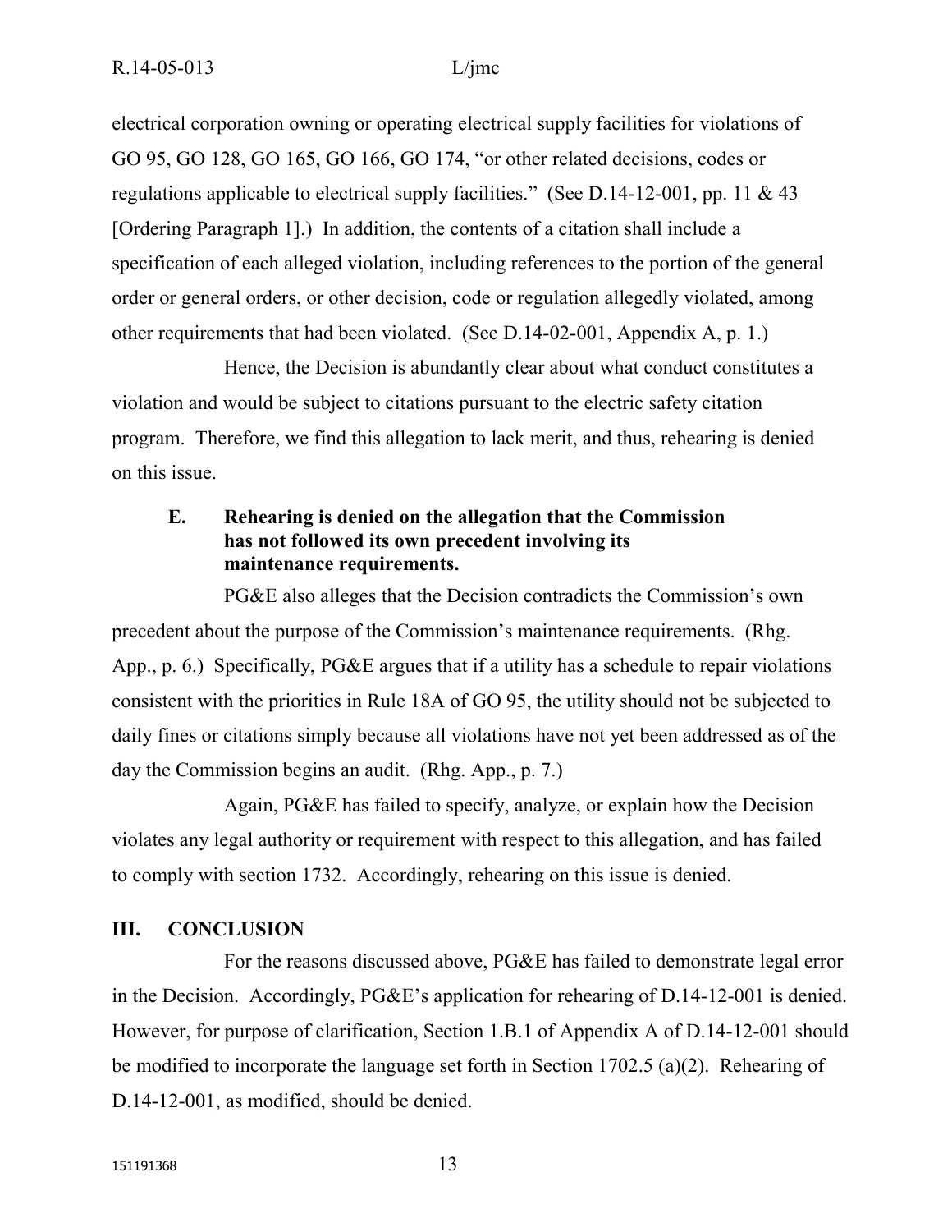electrical corporation owning or operating electrical supply facilities for violations of GO 95, GO 128, GO 165, GO 166, GO 174, "or other related decisions, codes or regulations applicable to electrical supply facilities." (See D.14-12-001, pp. 11 & 43 [Ordering Paragraph 1].) In addition, the contents of a citation shall include a specification of each alleged violation, including references to the portion of the general order or general orders, or other decision, code or regulation allegedly violated, among other requirements that had been violated. (See D.14-02-001, Appendix A, p. 1.)

Hence, the Decision is abundantly clear about what conduct constitutes a violation and would be subject to citations pursuant to the electric safety citation program. Therefore, we find this allegation to lack merit, and thus, rehearing is denied on this issue.

### E. Rehearing is denied on the allegation that the Commission has not followed its own precedent involving its maintenance requirements.

PG&E also alleges that the Decision contradicts the Commission's own precedent about the purpose of the Commission's maintenance requirements. (Rhg. App., p. 6.) Specifically, PG&E argues that if a utility has a schedule to repair violations consistent with the priorities in Rule 18A of GO 95, the utility should not be subjected to daily fines or citations simply because all violations have not yet been addressed as of the day the Commission begins an audit. (Rhg. App., p. 7.)

Again, PG&E has failed to specify, analyze, or explain how the Decision violates any legal authority or requirement with respect to this allegation, and has failed to comply with section 1732. Accordingly, rehearing on this issue is denied.

## III. CONCLUSION

For the reasons discussed above, PG&E has failed to demonstrate legal error in the Decision. Accordingly, PG&E's application for rehearing of D.14-12-001 is denied. However, for purpose of clarification, Section 1.B.1 of Appendix A of D.14-12-001 should be modified to incorporate the language set forth in Section 1702.5 (a)(2). Rehearing of D.14-12-001, as modified, should be denied.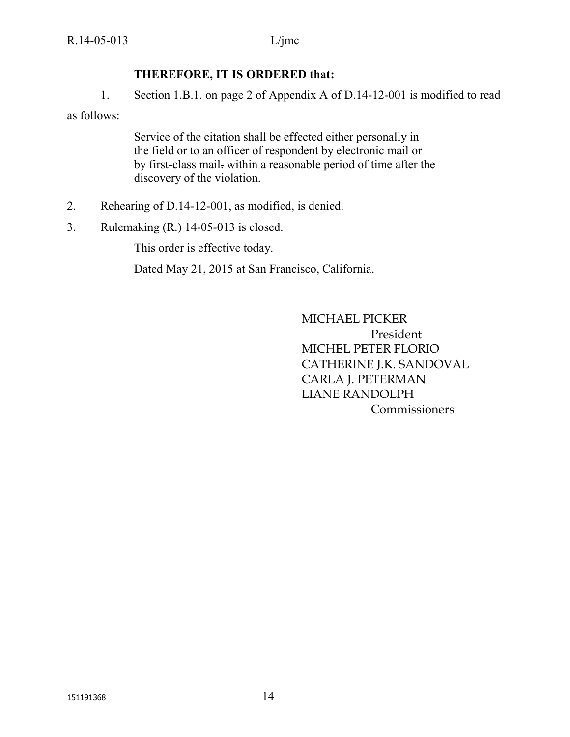**THEREFORE, IT IS ORDERED that:**

1. Section 1.B.1. on page 2 of Appendix A of D.14-12-001 is modified to read as follows:

> Service of the citation shall be effected either personally in the field or to an officer of respondent by electronic mail or by first-class mail~~.~~ <u>within a reasonable period of time after the discovery of the violation.</u>

2. Rehearing of D.14-12-001, as modified, is denied.
3. Rulemaking (R.) 14-05-013 is closed.

This order is effective today.

Dated May 21, 2015 at San Francisco, California.

MICHAEL PICKER
President
MICHEL PETER FLORIO
CATHERINE J.K. SANDOVAL
CARLA J. PETERMAN
LIANE RANDOLPH
Commissioners

151191368